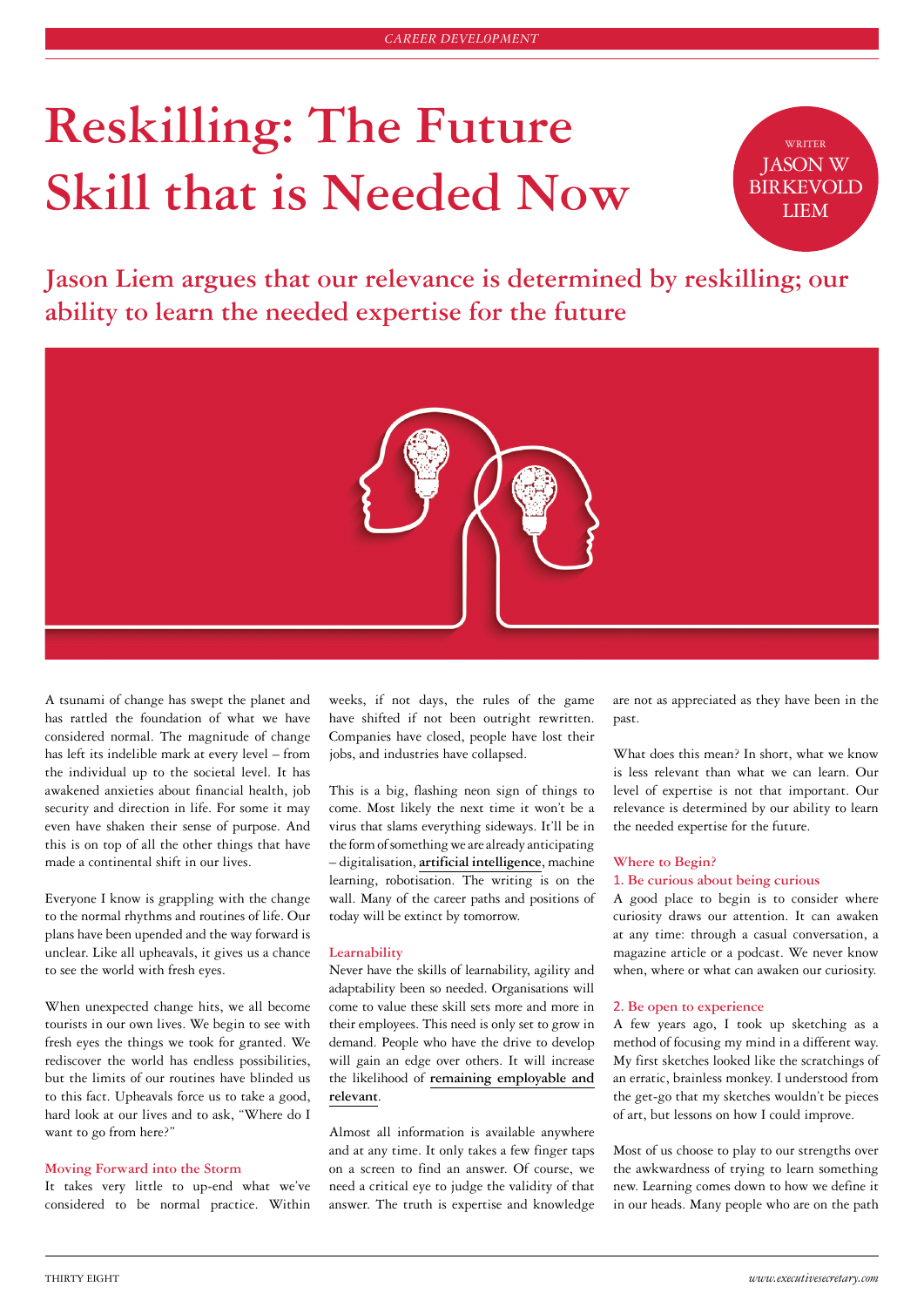# Reskilling: The Future Skill that is Needed Now

WRITER JASON W BIRKEVOLD LIEM

## Jason Liem argues that our relevance is determined by reskilling; our ability to learn the needed expertise for the future

A tsunami of change has swept the planet and has rattled the foundation of what we have considered normal. The magnitude of change has left its indelible mark at every level – from the individual up to the societal level. It has awakened anxieties about financial health, job security and direction in life. For some it may even have shaken their sense of purpose. And this is on top of all the other things that have made a continental shift in our lives.

Everyone I know is grappling with the change to the normal rhythms and routines of life. Our plans have been upended and the way forward is unclear. Like all upheavals, it gives us a chance to see the world with fresh eyes.

When unexpected change hits, we all become tourists in our own lives. We begin to see with fresh eyes the things we took for granted. We rediscover the world has endless possibilities, but the limits of our routines have blinded us to this fact. Upheavals force us to take a good, hard look at our lives and to ask, "Where do I want to go from here?"

### Moving Forward into the Storm

It takes very little to up-end what we've considered to be normal practice. Within weeks, if not days, the rules of the game have shifted if not been outright rewritten. Companies have closed, people have lost their jobs, and industries have collapsed.

This is a big, flashing neon sign of things to come. Most likely the next time it won't be a virus that slams everything sideways. It'll be in the form of something we are already anticipating – digitalisation, **artificial intelligence**, machine learning, robotisation. The writing is on the wall. Many of the career paths and positions of today will be extinct by tomorrow.

### Learnability

Never have the skills of learnability, agility and adaptability been so needed. Organisations will come to value these skill sets more and more in their employees. This need is only set to grow in demand. People who have the drive to develop will gain an edge over others. It will increase the likelihood of **remaining employable and relevant**.

Almost all information is available anywhere and at any time. It only takes a few finger taps on a screen to find an answer. Of course, we need a critical eye to judge the validity of that answer. The truth is expertise and knowledge are not as appreciated as they have been in the past.

What does this mean? In short, what we know is less relevant than what we can learn. Our level of expertise is not that important. Our relevance is determined by our ability to learn the needed expertise for the future.

### Where to Begin?

#### 1. Be curious about being curious

A good place to begin is to consider where curiosity draws our attention. It can awaken at any time: through a casual conversation, a magazine article or a podcast. We never know when, where or what can awaken our curiosity.

#### 2. Be open to experience

A few years ago, I took up sketching as a method of focusing my mind in a different way. My first sketches looked like the scratchings of an erratic, brainless monkey. I understood from the get-go that my sketches wouldn't be pieces of art, but lessons on how I could improve.

Most of us choose to play to our strengths over the awkwardness of trying to learn something new. Learning comes down to how we define it in our heads. Many people who are on the path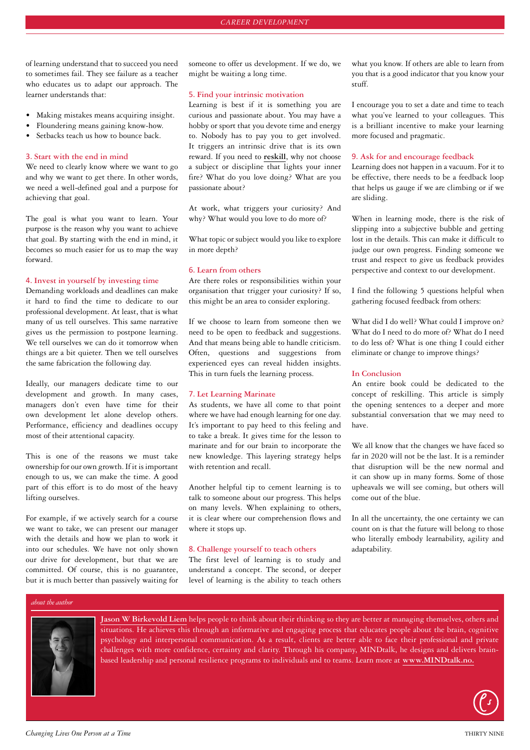of learning understand that to succeed you need to sometimes fail. They see failure as a teacher who educates us to adapt our approach. The learner understands that:

- Making mistakes means acquiring insight.
- Floundering means gaining know-how.
- Setbacks teach us how to bounce back.

### 3. Start with the end in mind

We need to clearly know where we want to go and why we want to get there. In other words, we need a well-defined goal and a purpose for achieving that goal.

The goal is what you want to learn. Your purpose is the reason why you want to achieve that goal. By starting with the end in mind, it becomes so much easier for us to map the way forward.

### 4. Invest in yourself by investing time

Demanding workloads and deadlines can make it hard to find the time to dedicate to our professional development. At least, that is what many of us tell ourselves. This same narrative gives us the permission to postpone learning. We tell ourselves we can do it tomorrow when things are a bit quieter. Then we tell ourselves the same fabrication the following day.

Ideally, our managers dedicate time to our development and growth. In many cases, managers don't even have time for their own development let alone develop others. Performance, efficiency and deadlines occupy most of their attentional capacity.

This is one of the reasons we must take ownership for our own growth. If it is important enough to us, we can make the time. A good part of this effort is to do most of the heavy lifting ourselves.

For example, if we actively search for a course we want to take, we can present our manager with the details and how we plan to work it into our schedules. We have not only shown our drive for development, but that we are committed. Of course, this is no guarantee, but it is much better than passively waiting for someone to offer us development. If we do, we might be waiting a long time.

### 5. Find your intrinsic motivation

Learning is best if it is something you are curious and passionate about. You may have a hobby or sport that you devote time and energy to. Nobody has to pay you to get involved. It triggers an intrinsic drive that is its own reward. If you need to **reskill**, why not choose a subject or discipline that lights your inner fire? What do you love doing? What are you passionate about?

At work, what triggers your curiosity? And why? What would you love to do more of?

What topic or subject would you like to explore in more depth?

### 6. Learn from others

Are there roles or responsibilities within your organisation that trigger your curiosity? If so, this might be an area to consider exploring.

If we choose to learn from someone then we need to be open to feedback and suggestions. And that means being able to handle criticism. Often, questions and suggestions from experienced eyes can reveal hidden insights. This in turn fuels the learning process.

### 7. Let Learning Marinate

As students, we have all come to that point where we have had enough learning for one day. It's important to pay heed to this feeling and to take a break. It gives time for the lesson to marinate and for our brain to incorporate the new knowledge. This layering strategy helps with retention and recall.

Another helpful tip to cement learning is to talk to someone about our progress. This helps on many levels. When explaining to others, it is clear where our comprehension flows and where it stops up.

### 8. Challenge yourself to teach others

The first level of learning is to study and understand a concept. The second, or deeper level of learning is the ability to teach others what you know. If others are able to learn from you that is a good indicator that you know your stuff.

I encourage you to set a date and time to teach what you've learned to your colleagues. This is a brilliant incentive to make your learning more focused and pragmatic.

### 9. Ask for and encourage feedback

Learning does not happen in a vacuum. For it to be effective, there needs to be a feedback loop that helps us gauge if we are climbing or if we are sliding.

When in learning mode, there is the risk of slipping into a subjective bubble and getting lost in the details. This can make it difficult to judge our own progress. Finding someone we trust and respect to give us feedback provides perspective and context to our development.

I find the following 5 questions helpful when gathering focused feedback from others:

What did I do well? What could I improve on? What do I need to do more of? What do I need to do less of? What is one thing I could either eliminate or change to improve things?

### In Conclusion

An entire book could be dedicated to the concept of reskilling. This article is simply the opening sentences to a deeper and more substantial conversation that we may need to have.

We all know that the changes we have faced so far in 2020 will not be the last. It is a reminder that disruption will be the new normal and it can show up in many forms. Some of those upheavals we will see coming, but others will come out of the blue.

In all the uncertainty, the one certainty we can count on is that the future will belong to those who literally embody learnability, agility and adaptability.

*about the author*

**Jason W Birkevold Liem** helps people to think about their thinking so they are better at managing themselves, others and situations. He achieves this through an informative and engaging process that educates people about the brain, cognitive psychology and interpersonal communication. As a result, clients are better able to face their professional and private challenges with more confidence, certainty and clarity. Through his company, MINDtalk, he designs and delivers brain-based leadership and personal resilience programs to individuals and to teams. Learn more at **www.MINDtalk.no.**